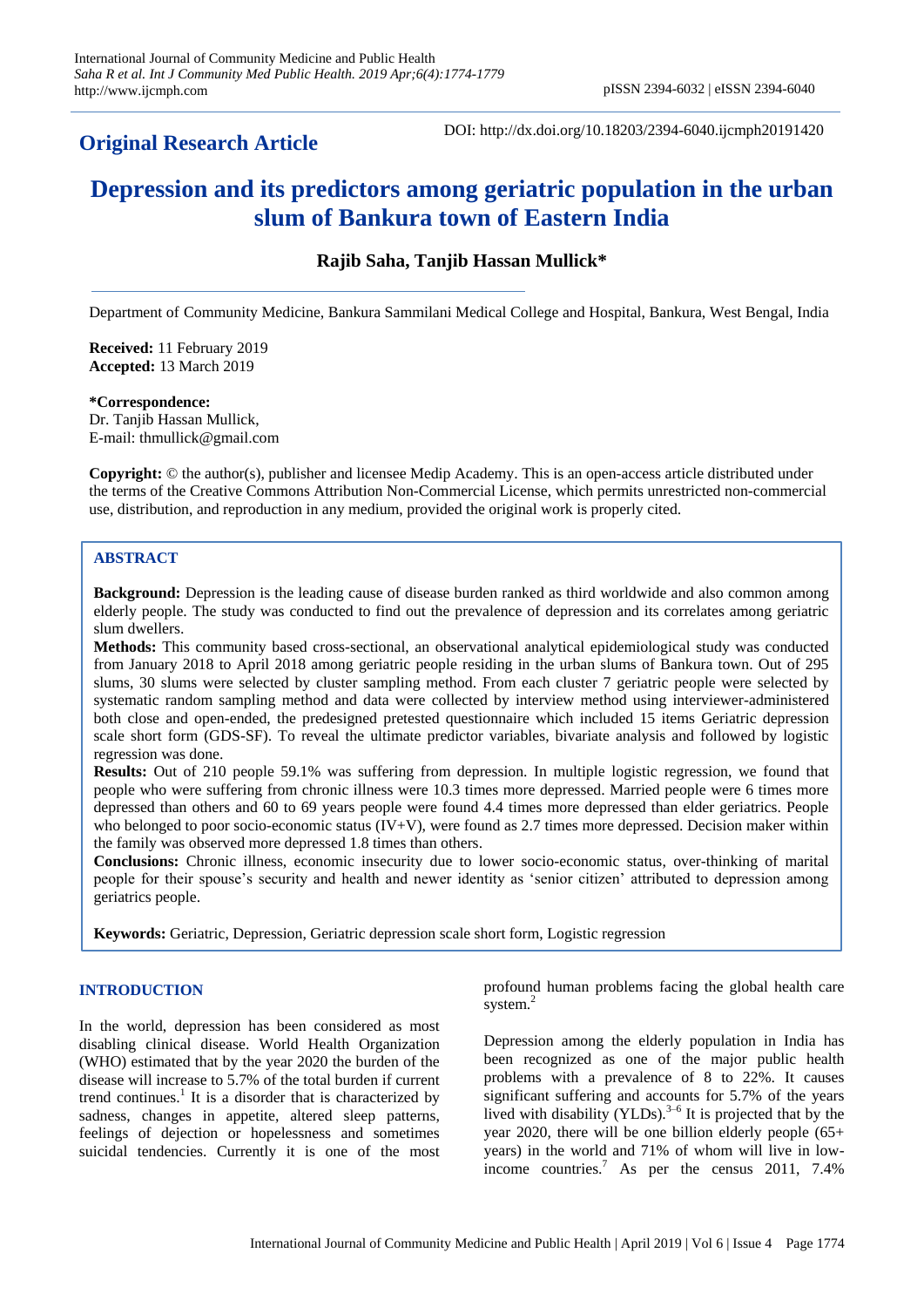## Original Research Article

DOI: http://dx.doi.org/10.18203/2394-6040.ijcmph20191420

# Depression and its predictors among geriatric population in the urban slum of Bankura town of Eastern India

**Rajib Saha, Tanjib Hassan Mullick***

Department of Community Medicine, Bankura Sammilani Medical College and Hospital, Bankura, West Bengal, India

**Received:** 11 February 2019
**Accepted:** 13 March 2019

***Correspondence:**
Dr. Tanjib Hassan Mullick,
E-mail: thmullick@gmail.com

**Copyright:** © the author(s), publisher and licensee Medip Academy. This is an open-access article distributed under the terms of the Creative Commons Attribution Non-Commercial License, which permits unrestricted non-commercial use, distribution, and reproduction in any medium, provided the original work is properly cited.

## ABSTRACT

**Background:** Depression is the leading cause of disease burden ranked as third worldwide and also common among elderly people. The study was conducted to find out the prevalence of depression and its correlates among geriatric slum dwellers.

**Methods:** This community based cross-sectional, an observational analytical epidemiological study was conducted from January 2018 to April 2018 among geriatric people residing in the urban slums of Bankura town. Out of 295 slums, 30 slums were selected by cluster sampling method. From each cluster 7 geriatric people were selected by systematic random sampling method and data were collected by interview method using interviewer-administered both close and open-ended, the predesigned pretested questionnaire which included 15 items Geriatric depression scale short form (GDS-SF). To reveal the ultimate predictor variables, bivariate analysis and followed by logistic regression was done.

**Results:** Out of 210 people 59.1% was suffering from depression. In multiple logistic regression, we found that people who were suffering from chronic illness were 10.3 times more depressed. Married people were 6 times more depressed than others and 60 to 69 years people were found 4.4 times more depressed than elder geriatrics. People who belonged to poor socio-economic status (IV+V), were found as 2.7 times more depressed. Decision maker within the family was observed more depressed 1.8 times than others.

**Conclusions:** Chronic illness, economic insecurity due to lower socio-economic status, over-thinking of marital people for their spouse's security and health and newer identity as 'senior citizen' attributed to depression among geriatrics people.

**Keywords:** Geriatric, Depression, Geriatric depression scale short form, Logistic regression

## INTRODUCTION

In the world, depression has been considered as most disabling clinical disease. World Health Organization (WHO) estimated that by the year 2020 the burden of the disease will increase to 5.7% of the total burden if current trend continues.[1] It is a disorder that is characterized by sadness, changes in appetite, altered sleep patterns, feelings of dejection or hopelessness and sometimes suicidal tendencies. Currently it is one of the most profound human problems facing the global health care system.[2]

Depression among the elderly population in India has been recognized as one of the major public health problems with a prevalence of 8 to 22%. It causes significant suffering and accounts for 5.7% of the years lived with disability (YLDs).[3–6] It is projected that by the year 2020, there will be one billion elderly people (65+ years) in the world and 71% of whom will live in low-income countries.[7] As per the census 2011, 7.4%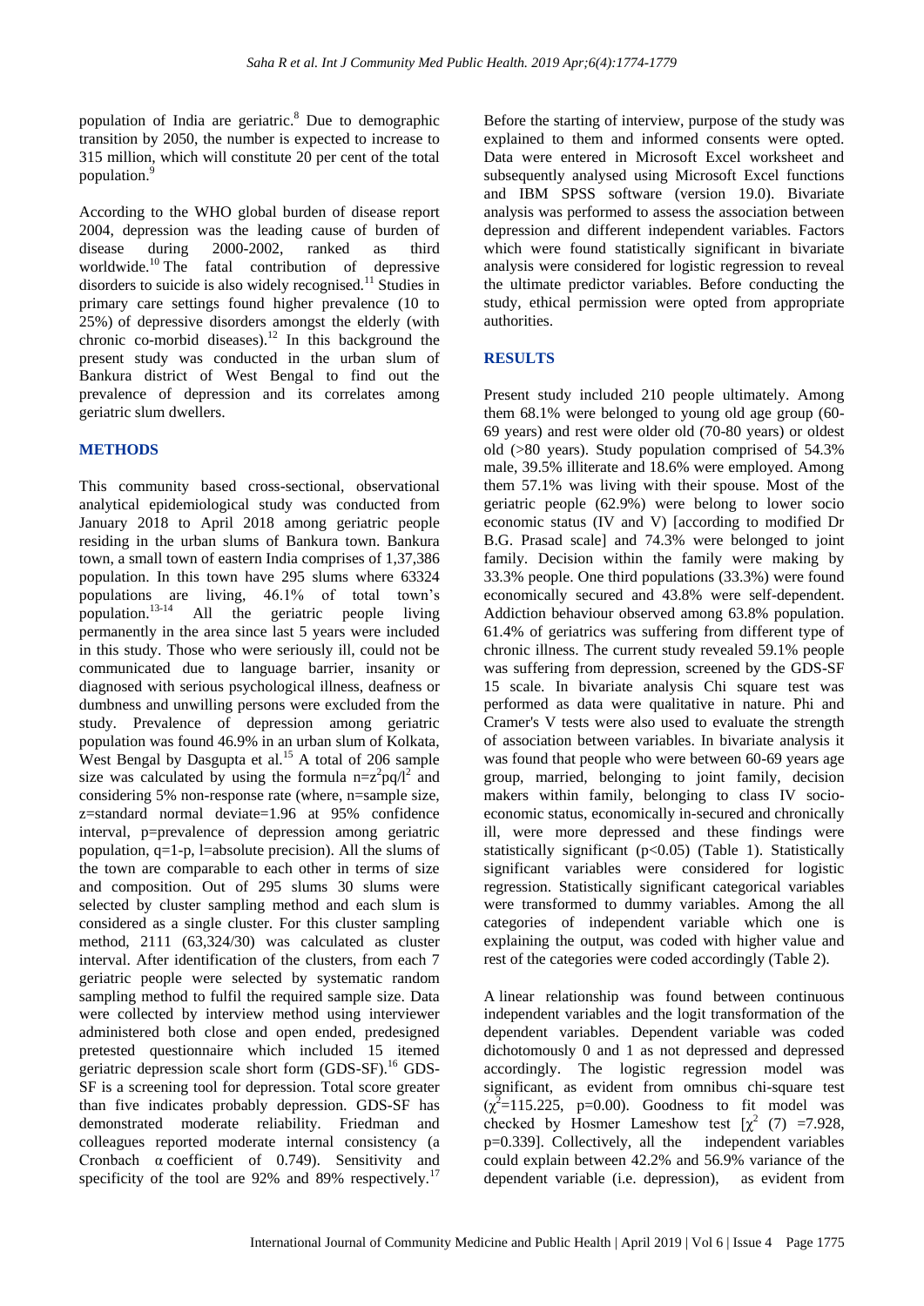population of India are geriatric.[8] Due to demographic transition by 2050, the number is expected to increase to 315 million, which will constitute 20 per cent of the total population.[9]

According to the WHO global burden of disease report 2004, depression was the leading cause of burden of disease during 2000-2002, ranked as third worldwide.[10] The fatal contribution of depressive disorders to suicide is also widely recognised.[11] Studies in primary care settings found higher prevalence (10 to 25%) of depressive disorders amongst the elderly (with chronic co-morbid diseases).[12] In this background the present study was conducted in the urban slum of Bankura district of West Bengal to find out the prevalence of depression and its correlates among geriatric slum dwellers.

## METHODS

This community based cross-sectional, observational analytical epidemiological study was conducted from January 2018 to April 2018 among geriatric people residing in the urban slums of Bankura town. Bankura town, a small town of eastern India comprises of 1,37,386 population. In this town have 295 slums where 63324 populations are living, 46.1% of total town's population.[13-14] All the geriatric people living permanently in the area since last 5 years were included in this study. Those who were seriously ill, could not be communicated due to language barrier, insanity or diagnosed with serious psychological illness, deafness or dumbness and unwilling persons were excluded from the study. Prevalence of depression among geriatric population was found 46.9% in an urban slum of Kolkata, West Bengal by Dasgupta et al.[15] A total of 206 sample size was calculated by using the formula $n=z^2pq/l^2$ and considering 5% non-response rate (where, n=sample size, z=standard normal deviate=1.96 at 95% confidence interval, p=prevalence of depression among geriatric population, q=1-p, l=absolute precision). All the slums of the town are comparable to each other in terms of size and composition. Out of 295 slums 30 slums were selected by cluster sampling method and each slum is considered as a single cluster. For this cluster sampling method, 2111 (63,324/30) was calculated as cluster interval. After identification of the clusters, from each 7 geriatric people were selected by systematic random sampling method to fulfil the required sample size. Data were collected by interview method using interviewer administered both close and open ended, predesigned pretested questionnaire which included 15 itemed geriatric depression scale short form (GDS-SF).[16] GDS-SF is a screening tool for depression. Total score greater than five indicates probably depression. GDS-SF has demonstrated moderate reliability. Friedman and colleagues reported moderate internal consistency (a Cronbach α coefficient of 0.749). Sensitivity and specificity of the tool are 92% and 89% respectively.[17]

Before the starting of interview, purpose of the study was explained to them and informed consents were opted. Data were entered in Microsoft Excel worksheet and subsequently analysed using Microsoft Excel functions and IBM SPSS software (version 19.0). Bivariate analysis was performed to assess the association between depression and different independent variables. Factors which were found statistically significant in bivariate analysis were considered for logistic regression to reveal the ultimate predictor variables. Before conducting the study, ethical permission were opted from appropriate authorities.

## RESULTS

Present study included 210 people ultimately. Among them 68.1% were belonged to young old age group (60-69 years) and rest were older old (70-80 years) or oldest old (>80 years). Study population comprised of 54.3% male, 39.5% illiterate and 18.6% were employed. Among them 57.1% was living with their spouse. Most of the geriatric people (62.9%) were belong to lower socio economic status (IV and V) [according to modified Dr B.G. Prasad scale] and 74.3% were belonged to joint family. Decision within the family were making by 33.3% people. One third populations (33.3%) were found economically secured and 43.8% were self-dependent. Addiction behaviour observed among 63.8% population. 61.4% of geriatrics was suffering from different type of chronic illness. The current study revealed 59.1% people was suffering from depression, screened by the GDS-SF 15 scale. In bivariate analysis Chi square test was performed as data were qualitative in nature. Phi and Cramer's V tests were also used to evaluate the strength of association between variables. In bivariate analysis it was found that people who were between 60-69 years age group, married, belonging to joint family, decision makers within family, belonging to class IV socio-economic status, economically in-secured and chronically ill, were more depressed and these findings were statistically significant ($p<0.05$) (Table 1). Statistically significant variables were considered for logistic regression. Statistically significant categorical variables were transformed to dummy variables. Among the all categories of independent variable which one is explaining the output, was coded with higher value and rest of the categories were coded accordingly (Table 2).

A linear relationship was found between continuous independent variables and the logit transformation of the dependent variable. Dependent variable was coded dichotomously 0 and 1 as not depressed and depressed accordingly. The logistic regression model was significant, as evident from omnibus chi-square test ($\chi^2$=115.225, p=0.00). Goodness to fit model was checked by Hosmer Lameshow test [$\chi^2$ (7) =7.928, p=0.339]. Collectively, all the independent variables could explain between 42.2% and 56.9% variance of the dependent variable (i.e. depression), as evident from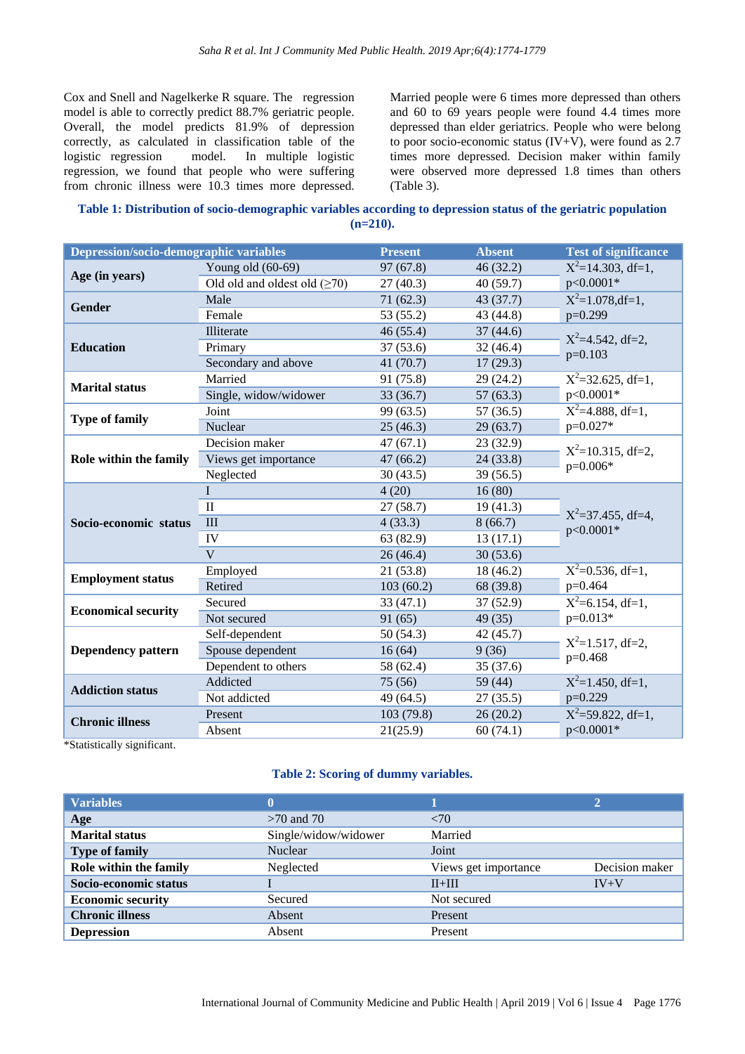Cox and Snell and Nagelkerke R square. The regression model is able to correctly predict 88.7% geriatric people. Overall, the model predicts 81.9% of depression correctly, as calculated in classification table of the logistic regression model. In multiple logistic regression, we found that people who were suffering from chronic illness were 10.3 times more depressed. Married people were 6 times more depressed than others and 60 to 69 years people were found 4.4 times more depressed than elder geriatrics. People who were belong to poor socio-economic status (IV+V), were found as 2.7 times more depressed. Decision maker within family were observed more depressed 1.8 times than others (Table 3).

**Table 1: Distribution of socio-demographic variables according to depression status of the geriatric population (n=210).**

| Depression/socio-demographic variables | | Present | Absent | Test of significance |
|---|---|---|---|---|
| **Age (in years)** | Young old (60-69) | 97 (67.8) | 46 (32.2) | $X^2$=14.303, df=1, p<0.0001* |
| | Old old and oldest old (≥70) | 27 (40.3) | 40 (59.7) | |
| **Gender** | Male | 71 (62.3) | 43 (37.7) | $X^2$=1.078,df=1, p=0.299 |
| | Female | 53 (55.2) | 43 (44.8) | |
| **Education** | Illiterate | 46 (55.4) | 37 (44.6) | $X^2$=4.542, df=2, p=0.103 |
| | Primary | 37 (53.6) | 32 (46.4) | |
| | Secondary and above | 41 (70.7) | 17 (29.3) | |
| **Marital status** | Married | 91 (75.8) | 29 (24.2) | $X^2$=32.625, df=1, p<0.0001* |
| | Single, widow/widower | 33 (36.7) | 57 (63.3) | |
| **Type of family** | Joint | 99 (63.5) | 57 (36.5) | $X^2$=4.888, df=1, p=0.027* |
| | Nuclear | 25 (46.3) | 29 (63.7) | |
| **Role within the family** | Decision maker | 47 (67.1) | 23 (32.9) | $X^2$=10.315, df=2, p=0.006* |
| | Views get importance | 47 (66.2) | 24 (33.8) | |
| | Neglected | 30 (43.5) | 39 (56.5) | |
| **Socio-economic status** | I | 4 (20) | 16 (80) | $X^2$=37.455, df=4, p<0.0001* |
| | II | 27 (58.7) | 19 (41.3) | |
| | III | 4 (33.3) | 8 (66.7) | |
| | IV | 63 (82.9) | 13 (17.1) | |
| | V | 26 (46.4) | 30 (53.6) | |
| **Employment status** | Employed | 21 (53.8) | 18 (46.2) | $X^2$=0.536, df=1, p=0.464 |
| | Retired | 103 (60.2) | 68 (39.8) | |
| **Economical security** | Secured | 33 (47.1) | 37 (52.9) | $X^2$=6.154, df=1, p=0.013* |
| | Not secured | 91 (65) | 49 (35) | |
| **Dependency pattern** | Self-dependent | 50 (54.3) | 42 (45.7) | $X^2$=1.517, df=2, p=0.468 |
| | Spouse dependent | 16 (64) | 9 (36) | |
| | Dependent to others | 58 (62.4) | 35 (37.6) | |
| **Addiction status** | Addicted | 75 (56) | 59 (44) | $X^2$=1.450, df=1, p=0.229 |
| | Not addicted | 49 (64.5) | 27 (35.5) | |
| **Chronic illness** | Present | 103 (79.8) | 26 (20.2) | $X^2$=59.822, df=1, p<0.0001* |
| | Absent | 21(25.9) | 60 (74.1) | |

*Statistically significant.

**Table 2: Scoring of dummy variables.**

| Variables | 0 | 1 | 2 |
|---|---|---|---|
| **Age** | >70 and 70 | <70 | |
| **Marital status** | Single/widow/widower | Married | |
| **Type of family** | Nuclear | Joint | |
| **Role within the family** | Neglected | Views get importance | Decision maker |
| **Socio-economic status** | I | II+III | IV+V |
| **Economic security** | Secured | Not secured | |
| **Chronic illness** | Absent | Present | |
| **Depression** | Absent | Present | |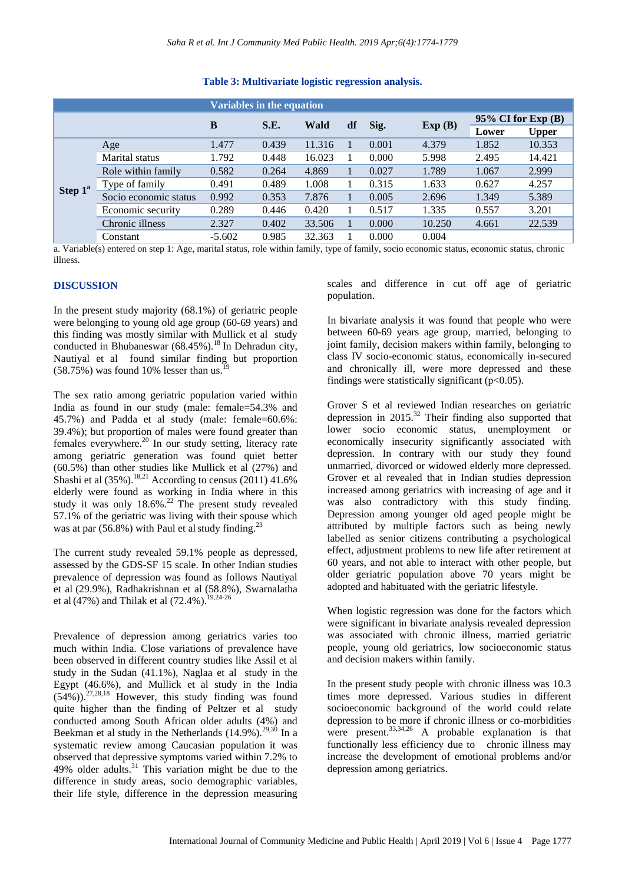**Table 3: Multivariate logistic regression analysis.**

| Variables in the equation | | | | | | | | | |
|---|---|---|---|---|---|---|---|---|---|
| | | B | S.E. | Wald | df | Sig. | Exp (B) | 95% CI for Exp (B) | |
| | | | | | | | | Lower | Upper |
| Step 1[a] | Age | 1.477 | 0.439 | 11.316 | 1 | 0.001 | 4.379 | 1.852 | 10.353 |
| | Marital status | 1.792 | 0.448 | 16.023 | 1 | 0.000 | 5.998 | 2.495 | 14.421 |
| | Role within family | 0.582 | 0.264 | 4.869 | 1 | 0.027 | 1.789 | 1.067 | 2.999 |
| | Type of family | 0.491 | 0.489 | 1.008 | 1 | 0.315 | 1.633 | 0.627 | 4.257 |
| | Socio economic status | 0.992 | 0.353 | 7.876 | 1 | 0.005 | 2.696 | 1.349 | 5.389 |
| | Economic security | 0.289 | 0.446 | 0.420 | 1 | 0.517 | 1.335 | 0.557 | 3.201 |
| | Chronic illness | 2.327 | 0.402 | 33.506 | 1 | 0.000 | 10.250 | 4.661 | 22.539 |
| | Constant | -5.602 | 0.985 | 32.363 | 1 | 0.000 | 0.004 | | |

a. Variable(s) entered on step 1: Age, marital status, role within family, type of family, socio economic status, economic status, chronic illness.

## DISCUSSION

In the present study majority (68.1%) of geriatric people were belonging to young old age group (60-69 years) and this finding was mostly similar with Mullick et al study conducted in Bhubaneswar (68.45%).[18] In Dehradun city, Nautiyal et al found similar finding but proportion (58.75%) was found 10% lesser than us.[19]

The sex ratio among geriatric population varied within India as found in our study (male: female=54.3% and 45.7%) and Padda et al study (male: female=60.6%: 39.4%); but proportion of males were found greater than females everywhere.[20] In our study setting, literacy rate among geriatric generation was found quiet better (60.5%) than other studies like Mullick et al (27%) and Shashi et al (35%).[18,21] According to census (2011) 41.6% elderly were found as working in India where in this study it was only 18.6%.[22] The present study revealed 57.1% of the geriatric was living with their spouse which was at par (56.8%) with Paul et al study finding.[23]

The current study revealed 59.1% people as depressed, assessed by the GDS-SF 15 scale. In other Indian studies prevalence of depression was found as follows Nautiyal et al (29.9%), Radhakrishnan et al (58.8%), Swarnalatha et al (47%) and Thilak et al (72.4%).[19,24-26]

Prevalence of depression among geriatrics varies too much within India. Close variations of prevalence have been observed in different country studies like Assil et al study in the Sudan (41.1%), Naglaa et al study in the Egypt (46.6%), and Mullick et al study in the India (54%)).[27,28,18] However, this study finding was found quite higher than the finding of Peltzer et al study conducted among South African older adults (4%) and Beekman et al study in the Netherlands (14.9%).[29,30] In a systematic review among Caucasian population it was observed that depressive symptoms varied within 7.2% to 49% older adults.[31] This variation might be due to the difference in study areas, socio demographic variables, their life style, difference in the depression measuring scales and difference in cut off age of geriatric population.

In bivariate analysis it was found that people who were between 60-69 years age group, married, belonging to joint family, decision makers within family, belonging to class IV socio-economic status, economically in-secured and chronically ill, were more depressed and these findings were statistically significant ($p<0.05$).

Grover S et al reviewed Indian researches on geriatric depression in 2015.[32] Their finding also supported that lower socio economic status, unemployment or economically insecurity significantly associated with depression. In contrary with our study they found unmarried, divorced or widowed elderly more depressed. Grover et al revealed that in Indian studies depression increased among geriatrics with increasing of age and it was also contradictory with this study finding. Depression among younger old aged people might be attributed by multiple factors such as being newly labelled as senior citizens contributing a psychological effect, adjustment problems to new life after retirement at 60 years, and not able to interact with other people, but older geriatric population above 70 years might be adopted and habituated with the geriatric lifestyle.

When logistic regression was done for the factors which were significant in bivariate analysis revealed depression was associated with chronic illness, married geriatric people, young old geriatrics, low socioeconomic status and decision makers within family.

In the present study people with chronic illness was 10.3 times more depressed. Various studies in different socioeconomic background of the world could relate depression to be more if chronic illness or co-morbidities were present.[33,34,26] A probable explanation is that functionally less efficiency due to chronic illness may increase the development of emotional problems and/or depression among geriatrics.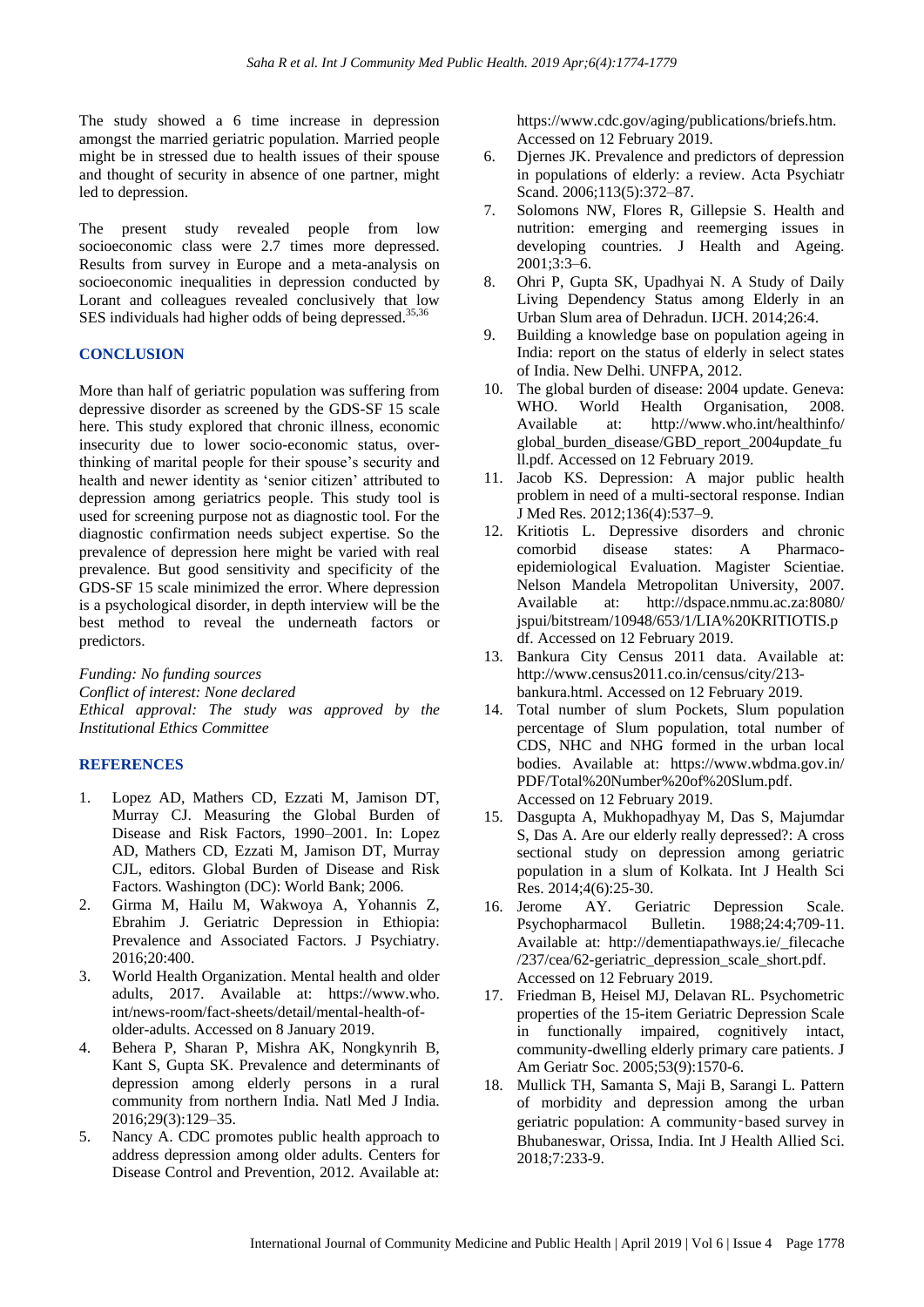The study showed a 6 time increase in depression amongst the married geriatric population. Married people might be in stressed due to health issues of their spouse and thought of security in absence of one partner, might led to depression.

The present study revealed people from low socioeconomic class were 2.7 times more depressed. Results from survey in Europe and a meta-analysis on socioeconomic inequalities in depression conducted by Lorant and colleagues revealed conclusively that low SES individuals had higher odds of being depressed.[35,36]

## CONCLUSION

More than half of geriatric population was suffering from depressive disorder as screened by the GDS-SF 15 scale here. This study explored that chronic illness, economic insecurity due to lower socio-economic status, over-thinking of marital people for their spouse's security and health and newer identity as 'senior citizen' attributed to depression among geriatrics people. This study tool is used for screening purpose not as diagnostic tool. For the diagnostic confirmation needs subject expertise. So the prevalence of depression here might be varied with real prevalence. But good sensitivity and specificity of the GDS-SF 15 scale minimized the error. Where depression is a psychological disorder, in depth interview will be the best method to reveal the underneath factors or predictors.

*Funding: No funding sources*
*Conflict of interest: None declared*
*Ethical approval: The study was approved by the Institutional Ethics Committee*

## REFERENCES

1. Lopez AD, Mathers CD, Ezzati M, Jamison DT, Murray CJ. Measuring the Global Burden of Disease and Risk Factors, 1990–2001. In: Lopez AD, Mathers CD, Ezzati M, Jamison DT, Murray CJL, editors. Global Burden of Disease and Risk Factors. Washington (DC): World Bank; 2006.
2. Girma M, Hailu M, Wakwoya A, Yohannis Z, Ebrahim J. Geriatric Depression in Ethiopia: Prevalence and Associated Factors. J Psychiatry. 2016;20:400.
3. World Health Organization. Mental health and older adults, 2017. Available at: https://www.who.int/news-room/fact-sheets/detail/mental-health-of-older-adults. Accessed on 8 January 2019.
4. Behera P, Sharan P, Mishra AK, Nongkynrih B, Kant S, Gupta SK. Prevalence and determinants of depression among elderly persons in a rural community from northern India. Natl Med J India. 2016;29(3):129–35.
5. Nancy A. CDC promotes public health approach to address depression among older adults. Centers for Disease Control and Prevention, 2012. Available at: https://www.cdc.gov/aging/publications/briefs.htm. Accessed on 12 February 2019.
6. Djernes JK. Prevalence and predictors of depression in populations of elderly: a review. Acta Psychiatr Scand. 2006;113(5):372–87.
7. Solomons NW, Flores R, Gillepsie S. Health and nutrition: emerging and reemerging issues in developing countries. J Health and Ageing. 2001;3:3–6.
8. Ohri P, Gupta SK, Upadhyai N. A Study of Daily Living Dependency Status among Elderly in an Urban Slum area of Dehradun. IJCH. 2014;26:4.
9. Building a knowledge base on population ageing in India: report on the status of elderly in select states of India. New Delhi. UNFPA, 2012.
10. The global burden of disease: 2004 update. Geneva: WHO. World Health Organisation, 2008. Available at: http://www.who.int/healthinfo/global_burden_disease/GBD_report_2004update_full.pdf. Accessed on 12 February 2019.
11. Jacob KS. Depression: A major public health problem in need of a multi-sectoral response. Indian J Med Res. 2012;136(4):537–9.
12. Kritiotis L. Depressive disorders and chronic comorbid disease states: A Pharmaco-epidemiological Evaluation. Magister Scientiae. Nelson Mandela Metropolitan University, 2007. Available at: http://dspace.nmmu.ac.za:8080/jspui/bitstream/10948/653/1/LIA%20KRITIOTIS.pdf. Accessed on 12 February 2019.
13. Bankura City Census 2011 data. Available at: http://www.census2011.co.in/census/city/213-bankura.html. Accessed on 12 February 2019.
14. Total number of slum Pockets, Slum population percentage of Slum population, total number of CDS, NHC and NHG formed in the urban local bodies. Available at: https://www.wbdma.gov.in/PDF/Total%20Number%20of%20Slum.pdf. Accessed on 12 February 2019.
15. Dasgupta A, Mukhopadhyay M, Das S, Majumdar S, Das A. Are our elderly really depressed?: A cross sectional study on depression among geriatric population in a slum of Kolkata. Int J Health Sci Res. 2014;4(6):25-30.
16. Jerome AY. Geriatric Depression Scale. Psychopharmacol Bulletin. 1988;24:4;709-11. Available at: http://dementiapathways.ie/_filecache/237/cea/62-geriatric_depression_scale_short.pdf. Accessed on 12 February 2019.
17. Friedman B, Heisel MJ, Delavan RL. Psychometric properties of the 15-item Geriatric Depression Scale in functionally impaired, cognitively intact, community-dwelling elderly primary care patients. J Am Geriatr Soc. 2005;53(9):1570-6.
18. Mullick TH, Samanta S, Maji B, Sarangi L. Pattern of morbidity and depression among the urban geriatric population: A community‑based survey in Bhubaneswar, Orissa, India. Int J Health Allied Sci. 2018;7:233-9.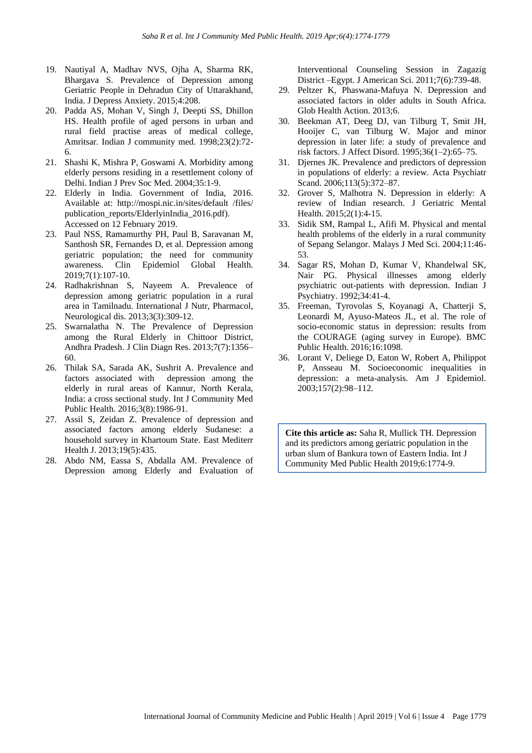19. Nautiyal A, Madhav NVS, Ojha A, Sharma RK, Bhargava S. Prevalence of Depression among Geriatric People in Dehradun City of Uttarakhand, India. J Depress Anxiety. 2015;4:208.
20. Padda AS, Mohan V, Singh J, Deepti SS, Dhillon HS. Health profile of aged persons in urban and rural field practise areas of medical college, Amritsar. Indian J community med. 1998;23(2):72-6.
21. Shashi K, Mishra P, Goswami A. Morbidity among elderly persons residing in a resettlement colony of Delhi. Indian J Prev Soc Med. 2004;35:1-9.
22. Elderly in India. Government of India, 2016. Available at: http://mospi.nic.in/sites/default /files/ publication_reports/ElderlyinIndia_2016.pdf). Accessed on 12 February 2019.
23. Paul NSS, Ramamurthy PH, Paul B, Saravanan M, Santhosh SR, Fernandes D, et al. Depression among geriatric population; the need for community awareness. Clin Epidemiol Global Health. 2019;7(1):107-10.
24. Radhakrishnan S, Nayeem A. Prevalence of depression among geriatric population in a rural area in Tamilnadu. International J Nutr, Pharmacol, Neurological dis. 2013;3(3):309-12.
25. Swarnalatha N. The Prevalence of Depression among the Rural Elderly in Chittoor District, Andhra Pradesh. J Clin Diagn Res. 2013;7(7):1356–60.
26. Thilak SA, Sarada AK, Sushrit A. Prevalence and factors associated with depression among the elderly in rural areas of Kannur, North Kerala, India: a cross sectional study. Int J Community Med Public Health. 2016;3(8):1986-91.
27. Assil S, Zeidan Z. Prevalence of depression and associated factors among elderly Sudanese: a household survey in Khartoum State. East Mediterr Health J. 2013;19(5):435.
28. Abdo NM, Eassa S, Abdalla AM. Prevalence of Depression among Elderly and Evaluation of Interventional Counseling Session in Zagazig District –Egypt. J American Sci. 2011;7(6):739-48.
29. Peltzer K, Phaswana-Mafuya N. Depression and associated factors in older adults in South Africa. Glob Health Action. 2013;6.
30. Beekman AT, Deeg DJ, van Tilburg T, Smit JH, Hooijer C, van Tilburg W. Major and minor depression in later life: a study of prevalence and risk factors. J Affect Disord. 1995;36(1–2):65–75.
31. Djernes JK. Prevalence and predictors of depression in populations of elderly: a review. Acta Psychiatr Scand. 2006;113(5):372–87.
32. Grover S, Malhotra N. Depression in elderly: A review of Indian research. J Geriatric Mental Health. 2015;2(1):4-15.
33. Sidik SM, Rampal L, Afifi M. Physical and mental health problems of the elderly in a rural community of Sepang Selangor. Malays J Med Sci. 2004;11:46-53.
34. Sagar RS, Mohan D, Kumar V, Khandelwal SK, Nair PG. Physical illnesses among elderly psychiatric out-patients with depression. Indian J Psychiatry. 1992;34:41-4.
35. Freeman, Tyrovolas S, Koyanagi A, Chatterji S, Leonardi M, Ayuso-Mateos JL, et al. The role of socio-economic status in depression: results from the COURAGE (aging survey in Europe). BMC Public Health. 2016;16:1098.
36. Lorant V, Deliege D, Eaton W, Robert A, Philippot P, Ansseau M. Socioeconomic inequalities in depression: a meta-analysis. Am J Epidemiol. 2003;157(2):98–112.

**Cite this article as:** Saha R, Mullick TH. Depression and its predictors among geriatric population in the urban slum of Bankura town of Eastern India. Int J Community Med Public Health 2019;6:1774-9.